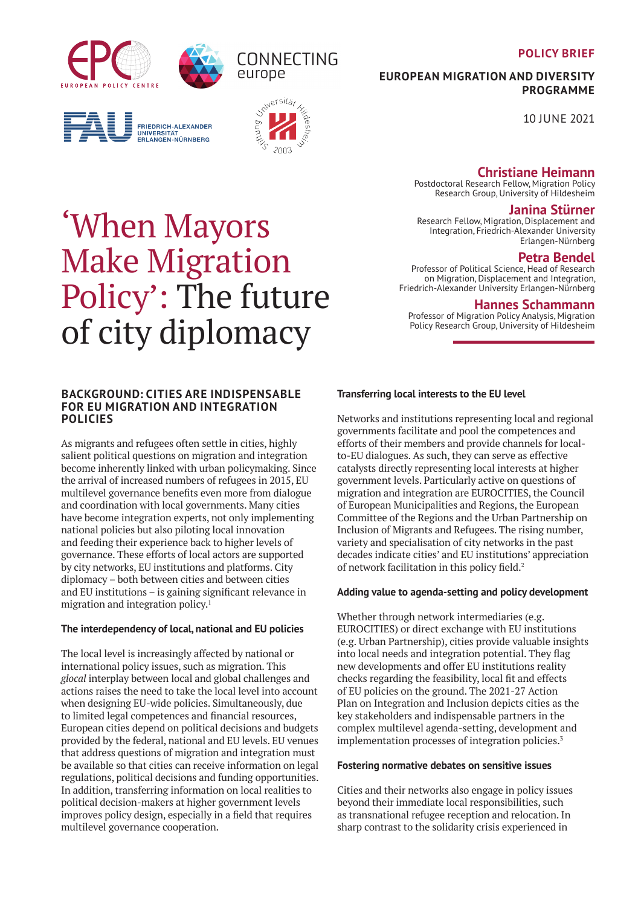POLICY BRIEF

EUROPEAN MIGRATION AND DIVERSITY PROGRAMME

10 JUNE 2021

# 'When Mayors Make Migration Policy': The future of city diplomacy

**Christiane Heimann**
Postdoctoral Research Fellow, Migration Policy Research Group, University of Hildesheim

**Janina Stürner**
Research Fellow, Migration, Displacement and Integration, Friedrich-Alexander University Erlangen-Nürnberg

**Petra Bendel**
Professor of Political Science, Head of Research on Migration, Displacement and Integration, Friedrich-Alexander University Erlangen-Nürnberg

**Hannes Schammann**
Professor of Migration Policy Analysis, Migration Policy Research Group, University of Hildesheim

## BACKGROUND: CITIES ARE INDISPENSABLE FOR EU MIGRATION AND INTEGRATION POLICIES

As migrants and refugees often settle in cities, highly salient political questions on migration and integration become inherently linked with urban policymaking. Since the arrival of increased numbers of refugees in 2015, EU multilevel governance benefits even more from dialogue and coordination with local governments. Many cities have become integration experts, not only implementing national policies but also piloting local innovation and feeding their experience back to higher levels of governance. These efforts of local actors are supported by city networks, EU institutions and platforms. City diplomacy – both between cities and between cities and EU institutions – is gaining significant relevance in migration and integration policy.[1]

### The interdependency of local, national and EU policies

The local level is increasingly affected by national or international policy issues, such as migration. This *glocal* interplay between local and global challenges and actions raises the need to take the local level into account when designing EU-wide policies. Simultaneously, due to limited legal competences and financial resources, European cities depend on political decisions and budgets provided by the federal, national and EU levels. EU venues that address questions of migration and integration must be available so that cities can receive information on legal regulations, political decisions and funding opportunities. In addition, transferring information on local realities to political decision-makers at higher government levels improves policy design, especially in a field that requires multilevel governance cooperation.

### Transferring local interests to the EU level

Networks and institutions representing local and regional governments facilitate and pool the competences and efforts of their members and provide channels for local-to-EU dialogues. As such, they can serve as effective catalysts directly representing local interests at higher government levels. Particularly active on questions of migration and integration are EUROCITIES, the Council of European Municipalities and Regions, the European Committee of the Regions and the Urban Partnership on Inclusion of Migrants and Refugees. The rising number, variety and specialisation of city networks in the past decades indicate cities' and EU institutions' appreciation of network facilitation in this policy field.[2]

### Adding value to agenda-setting and policy development

Whether through network intermediaries (e.g. EUROCITIES) or direct exchange with EU institutions (e.g. Urban Partnership), cities provide valuable insights into local needs and integration potential. They flag new developments and offer EU institutions reality checks regarding the feasibility, local fit and effects of EU policies on the ground. The 2021-27 Action Plan on Integration and Inclusion depicts cities as the key stakeholders and indispensable partners in the complex multilevel agenda-setting, development and implementation processes of integration policies.[3]

### Fostering normative debates on sensitive issues

Cities and their networks also engage in policy issues beyond their immediate local responsibilities, such as transnational refugee reception and relocation. In sharp contrast to the solidarity crisis experienced in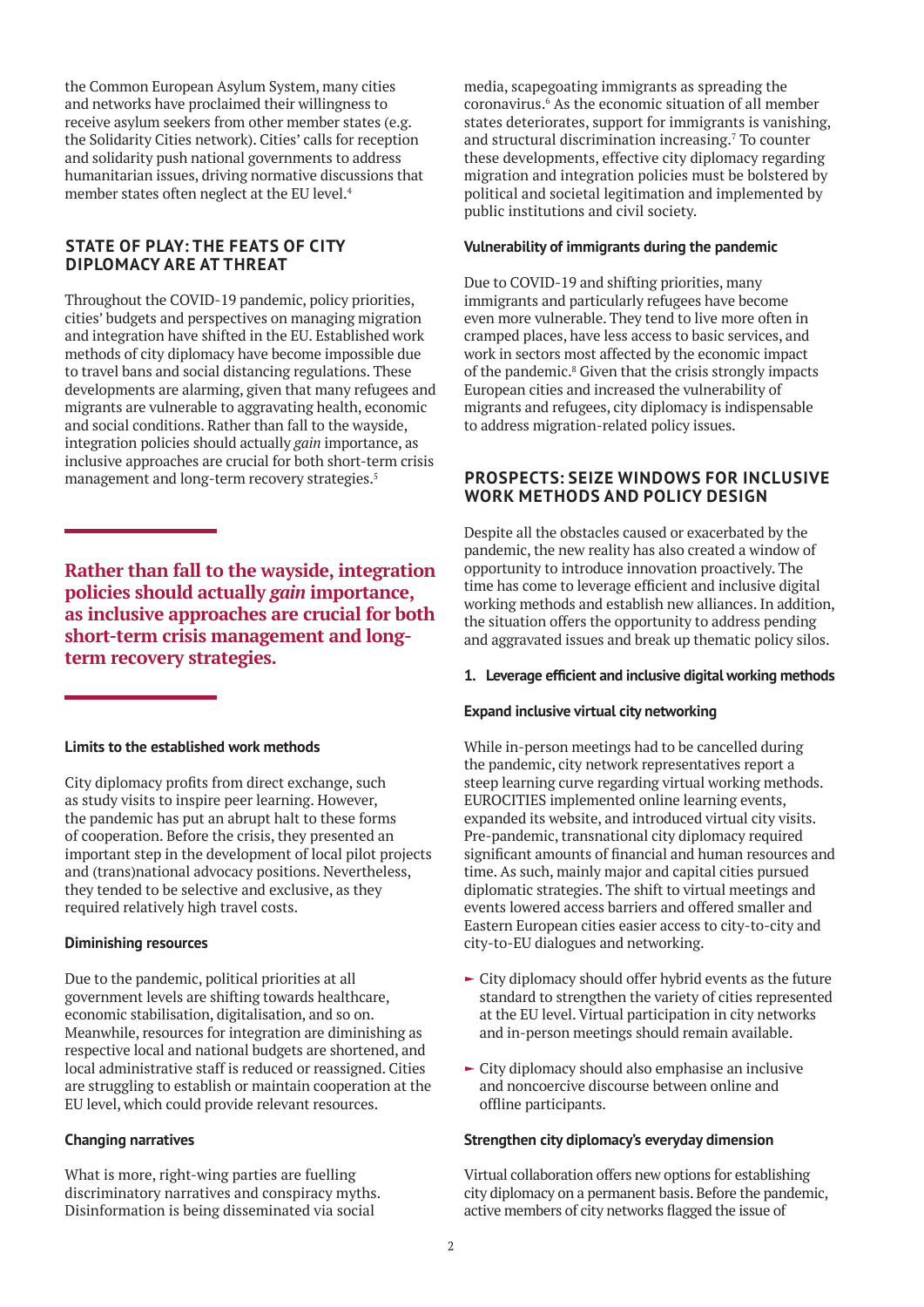the Common European Asylum System, many cities and networks have proclaimed their willingness to receive asylum seekers from other member states (e.g. the Solidarity Cities network). Cities' calls for reception and solidarity push national governments to address humanitarian issues, driving normative discussions that member states often neglect at the EU level.[4]

## STATE OF PLAY: THE FEATS OF CITY DIPLOMACY ARE AT THREAT

Throughout the COVID-19 pandemic, policy priorities, cities' budgets and perspectives on managing migration and integration have shifted in the EU. Established work methods of city diplomacy have become impossible due to travel bans and social distancing regulations. These developments are alarming, given that many refugees and migrants are vulnerable to aggravating health, economic and social conditions. Rather than fall to the wayside, integration policies should actually *gain* importance, as inclusive approaches are crucial for both short-term crisis management and long-term recovery strategies.[5]

> **Rather than fall to the wayside, integration policies should actually *gain* importance, as inclusive approaches are crucial for both short-term crisis management and long-term recovery strategies.**

#### Limits to the established work methods

City diplomacy profits from direct exchange, such as study visits to inspire peer learning. However, the pandemic has put an abrupt halt to these forms of cooperation. Before the crisis, they presented an important step in the development of local pilot projects and (trans)national advocacy positions. Nevertheless, they tended to be selective and exclusive, as they required relatively high travel costs.

#### Diminishing resources

Due to the pandemic, political priorities at all government levels are shifting towards healthcare, economic stabilisation, digitalisation, and so on. Meanwhile, resources for integration are diminishing as respective local and national budgets are shortened, and local administrative staff is reduced or reassigned. Cities are struggling to establish or maintain cooperation at the EU level, which could provide relevant resources.

#### Changing narratives

What is more, right-wing parties are fuelling discriminatory narratives and conspiracy myths. Disinformation is being disseminated via social media, scapegoating immigrants as spreading the coronavirus.[6] As the economic situation of all member states deteriorates, support for immigrants is vanishing, and structural discrimination increasing.[7] To counter these developments, effective city diplomacy regarding migration and integration policies must be bolstered by political and societal legitimation and implemented by public institutions and civil society.

#### Vulnerability of immigrants during the pandemic

Due to COVID-19 and shifting priorities, many immigrants and particularly refugees have become even more vulnerable. They tend to live more often in cramped places, have less access to basic services, and work in sectors most affected by the economic impact of the pandemic.[8] Given that the crisis strongly impacts European cities and increased the vulnerability of migrants and refugees, city diplomacy is indispensable to address migration-related policy issues.

## PROSPECTS: SEIZE WINDOWS FOR INCLUSIVE WORK METHODS AND POLICY DESIGN

Despite all the obstacles caused or exacerbated by the pandemic, the new reality has also created a window of opportunity to introduce innovation proactively. The time has come to leverage efficient and inclusive digital working methods and establish new alliances. In addition, the situation offers the opportunity to address pending and aggravated issues and break up thematic policy silos.

### 1. Leverage efficient and inclusive digital working methods

#### Expand inclusive virtual city networking

While in-person meetings had to be cancelled during the pandemic, city network representatives report a steep learning curve regarding virtual working methods. EUROCITIES implemented online learning events, expanded its website, and introduced virtual city visits. Pre-pandemic, transnational city diplomacy required significant amounts of financial and human resources and time. As such, mainly major and capital cities pursued diplomatic strategies. The shift to virtual meetings and events lowered access barriers and offered smaller and Eastern European cities easier access to city-to-city and city-to-EU dialogues and networking.

- City diplomacy should offer hybrid events as the future standard to strengthen the variety of cities represented at the EU level. Virtual participation in city networks and in-person meetings should remain available.
- City diplomacy should also emphasise an inclusive and noncoercive discourse between online and offline participants.

#### Strengthen city diplomacy's everyday dimension

Virtual collaboration offers new options for establishing city diplomacy on a permanent basis. Before the pandemic, active members of city networks flagged the issue of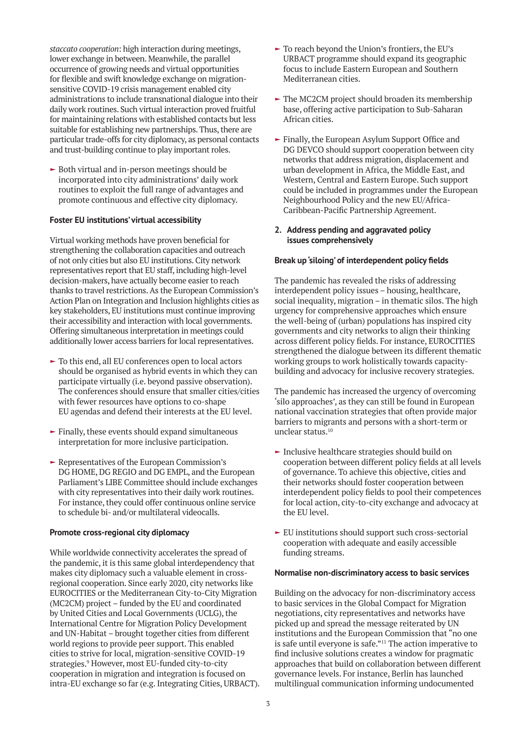*staccato cooperation*: high interaction during meetings, lower exchange in between. Meanwhile, the parallel occurrence of growing needs and virtual opportunities for flexible and swift knowledge exchange on migration-sensitive COVID-19 crisis management enabled city administrations to include transnational dialogue into their daily work routines. Such virtual interaction proved fruitful for maintaining relations with established contacts but less suitable for establishing new partnerships. Thus, there are particular trade-offs for city diplomacy, as personal contacts and trust-building continue to play important roles.

- Both virtual and in-person meetings should be incorporated into city administrations' daily work routines to exploit the full range of advantages and promote continuous and effective city diplomacy.

**Foster EU institutions' virtual accessibility**

Virtual working methods have proven beneficial for strengthening the collaboration capacities and outreach of not only cities but also EU institutions. City network representatives report that EU staff, including high-level decision-makers, have actually become easier to reach thanks to travel restrictions. As the European Commission's Action Plan on Integration and Inclusion highlights cities as key stakeholders, EU institutions must continue improving their accessibility and interaction with local governments. Offering simultaneous interpretation in meetings could additionally lower access barriers for local representatives.

- To this end, all EU conferences open to local actors should be organised as hybrid events in which they can participate virtually (i.e. beyond passive observation). The conferences should ensure that smaller cities/cities with fewer resources have options to co-shape EU agendas and defend their interests at the EU level.
- Finally, these events should expand simultaneous interpretation for more inclusive participation.
- Representatives of the European Commission's DG HOME, DG REGIO and DG EMPL, and the European Parliament's LIBE Committee should include exchanges with city representatives into their daily work routines. For instance, they could offer continuous online service to schedule bi- and/or multilateral videocalls.

**Promote cross-regional city diplomacy**

While worldwide connectivity accelerates the spread of the pandemic, it is this same global interdependency that makes city diplomacy such a valuable element in cross-regional cooperation. Since early 2020, city networks like EUROCITIES or the Mediterranean City-to-City Migration (MC2CM) project – funded by the EU and coordinated by United Cities and Local Governments (UCLG), the International Centre for Migration Policy Development and UN-Habitat – brought together cities from different world regions to provide peer support. This enabled cities to strive for local, migration-sensitive COVID-19 strategies.[9] However, most EU-funded city-to-city cooperation in migration and integration is focused on intra-EU exchange so far (e.g. Integrating Cities, URBACT).

- To reach beyond the Union's frontiers, the EU's URBACT programme should expand its geographic focus to include Eastern European and Southern Mediterranean cities.
- The MC2CM project should broaden its membership base, offering active participation to Sub-Saharan African cities.
- Finally, the European Asylum Support Office and DG DEVCO should support cooperation between city networks that address migration, displacement and urban development in Africa, the Middle East, and Western, Central and Eastern Europe. Such support could be included in programmes under the European Neighbourhood Policy and the new EU/Africa-Caribbean-Pacific Partnership Agreement.

**2. Address pending and aggravated policy issues comprehensively**

**Break up 'siloing' of interdependent policy fields**

The pandemic has revealed the risks of addressing interdependent policy issues – housing, healthcare, social inequality, migration – in thematic silos. The high urgency for comprehensive approaches which ensure the well-being of (urban) populations has inspired city governments and city networks to align their thinking across different policy fields. For instance, EUROCITIES strengthened the dialogue between its different thematic working groups to work holistically towards capacity-building and advocacy for inclusive recovery strategies.

The pandemic has increased the urgency of overcoming 'silo approaches', as they can still be found in European national vaccination strategies that often provide major barriers to migrants and persons with a short-term or unclear status.[10]

- Inclusive healthcare strategies should build on cooperation between different policy fields at all levels of governance. To achieve this objective, cities and their networks should foster cooperation between interdependent policy fields to pool their competences for local action, city-to-city exchange and advocacy at the EU level.
- EU institutions should support such cross-sectorial cooperation with adequate and easily accessible funding streams.

**Normalise non-discriminatory access to basic services**

Building on the advocacy for non-discriminatory access to basic services in the Global Compact for Migration negotiations, city representatives and networks have picked up and spread the message reiterated by UN institutions and the European Commission that "no one is safe until everyone is safe."[11] The action imperative to find inclusive solutions creates a window for pragmatic approaches that build on collaboration between different governance levels. For instance, Berlin has launched multilingual communication informing undocumented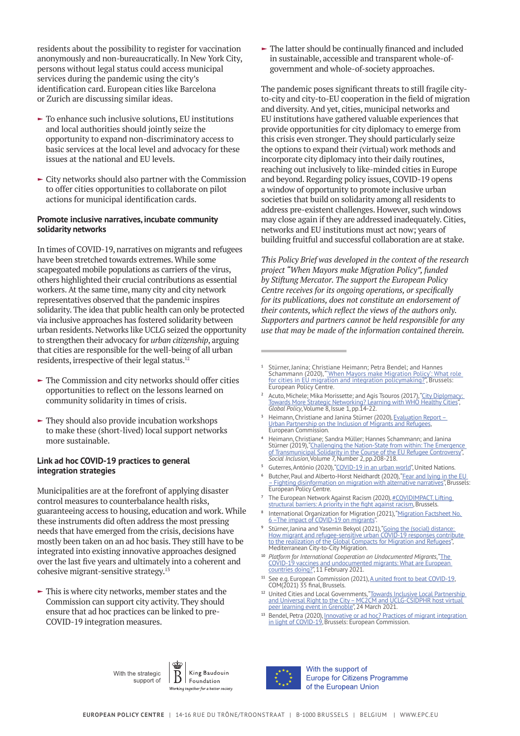residents about the possibility to register for vaccination anonymously and non-bureaucratically. In New York City, persons without legal status could access municipal services during the pandemic using the city's identification card. European cities like Barcelona or Zurich are discussing similar ideas.

- To enhance such inclusive solutions, EU institutions and local authorities should jointly seize the opportunity to expand non-discriminatory access to basic services at the local level and advocacy for these issues at the national and EU levels.

- City networks should also partner with the Commission to offer cities opportunities to collaborate on pilot actions for municipal identification cards.

**Promote inclusive narratives, incubate community solidarity networks**

In times of COVID-19, narratives on migrants and refugees have been stretched towards extremes. While some scapegoated mobile populations as carriers of the virus, others highlighted their crucial contributions as essential workers. At the same time, many city and city network representatives observed that the pandemic inspires solidarity. The idea that public health can only be protected via inclusive approaches has fostered solidarity between urban residents. Networks like UCLG seized the opportunity to strengthen their advocacy for *urban citizenship*, arguing that cities are responsible for the well-being of all urban residents, irrespective of their legal status.[12]

- The Commission and city networks should offer cities opportunities to reflect on the lessons learned on community solidarity in times of crisis.

- They should also provide incubation workshops to make these (short-lived) local support networks more sustainable.

**Link ad hoc COVID-19 practices to general integration strategies**

Municipalities are at the forefront of applying disaster control measures to counterbalance health risks, guaranteeing access to housing, education and work. While these instruments did often address the most pressing needs that have emerged from the crisis, decisions have mostly been taken on an ad hoc basis. They still have to be integrated into existing innovative approaches designed over the last five years and ultimately into a coherent and cohesive migrant-sensitive strategy.[13]

- This is where city networks, member states and the Commission can support city activity. They should ensure that ad hoc practices can be linked to pre-COVID-19 integration measures.

- The latter should be continually financed and included in sustainable, accessible and transparent whole-of-government and whole-of-society approaches.

The pandemic poses significant threats to still fragile city-to-city and city-to-EU cooperation in the field of migration and diversity. And yet, cities, municipal networks and EU institutions have gathered valuable experiences that provide opportunities for city diplomacy to emerge from this crisis even stronger. They should particularly seize the options to expand their (virtual) work methods and incorporate city diplomacy into their daily routines, reaching out inclusively to like-minded cities in Europe and beyond. Regarding policy issues, COVID-19 opens a window of opportunity to promote inclusive urban societies that build on solidarity among all residents to address pre-existent challenges. However, such windows may close again if they are addressed inadequately. Cities, networks and EU institutions must act now; years of building fruitful and successful collaboration are at stake.

*This Policy Brief was developed in the context of the research project "When Mayors make Migration Policy", funded by Stiftung Mercator. The support the European Policy Centre receives for its ongoing operations, or specifically for its publications, does not constitute an endorsement of their contents, which reflect the views of the authors only. Supporters and partners cannot be held responsible for any use that may be made of the information contained therein.*

---

[1] Stürner, Janina; Christiane Heimann; Petra Bendel; and Hannes Schammann (2020), "'When Mayors make Migration Policy': What role for cities in EU migration and integration policymaking?", Brussels: European Policy Centre.

[2] Acuto, Michele; Mika Morissette; and Agis Tsouros (2017), "City Diplomacy: Towards More Strategic Networking? Learning with WHO Healthy Cities", *Global Policy*, Volume 8, Issue 1, pp.14-22.

[3] Heimann, Christiane and Janina Stürner (2020), Evaluation Report – Urban Partnership on the Inclusion of Migrants and Refugees, European Commission.

[4] Heimann, Christiane; Sandra Müller; Hannes Schammann; and Janina Stürner (2019), "Challenging the Nation-State from within: The Emergence of Transmunicipal Solidarity in the Course of the EU Refugee Controversy", *Social Inclusion*, Volume 7, Number 2, pp.208-218.

[5] Guterres, António (2020), "COVID-19 in an urban world", United Nations.

[6] Butcher, Paul and Alberto-Horst Neidhardt (2020), "Fear and lying in the EU – Fighting disinformation on migration with alternative narratives", Brussels: European Policy Centre.

[7] The European Network Against Racism (2020), #COVIDIMPACT. Lifting structural barriers: A priority in the fight against racism, Brussels.

[8] International Organization for Migration (2021), "Migration Factsheet No. 6 –The impact of COVID-19 on migrants".

[9] Stürner, Janina and Yasemin Bekyol (2021), "Going the (social) distance: How migrant and refugee-sensitive urban COVID-19 responses contribute to the realization of the Global Compacts for Migration and Refugees", Mediterranean City-to-City Migration.

[10] *Platform for International Cooperation on Undocumented Migrants*, "The COVID-19 vaccines and undocumented migrants: What are European countries doing?", 11 February 2021.

[11] See e.g. European Commission (2021), A united front to beat COVID-19, COM(2021) 35 final, Brussels.

[12] United Cities and Local Governments, "Towards Inclusive Local Partnership and Universal Right to the City – MC2CM and UCLG-CSIDPHR host virtual peer learning event in Grenoble", 24 March 2021.

[13] Bendel, Petra (2020), Innovative or ad hoc? Practices of migrant integration in light of COVID-19, Brussels: European Commission.

With the strategic support of King Baudouin Foundation — Working together for a better society

With the support of Europe for Citizens Programme of the European Union